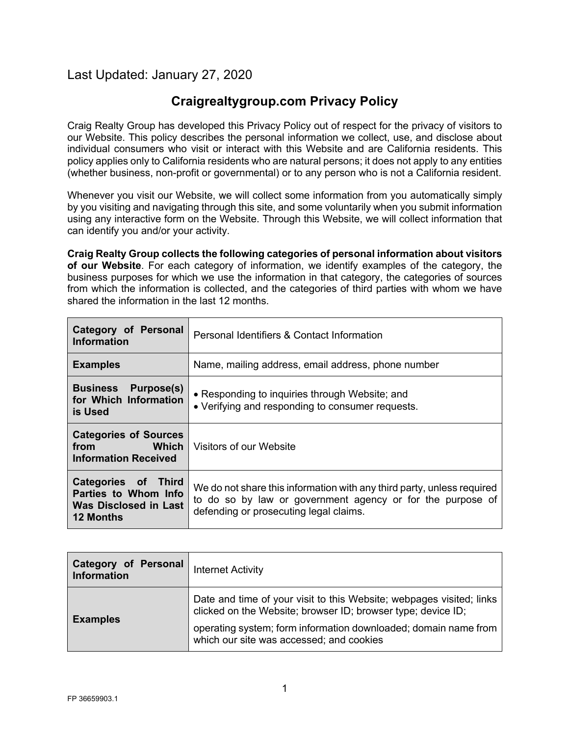Last Updated: January 27, 2020

# Craigrealtygroup.com Privacy Policy

Craig Realty Group has developed this Privacy Policy out of respect for the privacy of visitors to our Website. This policy describes the personal information we collect, use, and disclose about individual consumers who visit or interact with this Website and are California residents. This policy applies only to California residents who are natural persons; it does not apply to any entities (whether business, non-profit or governmental) or to any person who is not a California resident.

Whenever you visit our Website, we will collect some information from you automatically simply by you visiting and navigating through this site, and some voluntarily when you submit information using any interactive form on the Website. Through this Website, we will collect information that can identify you and/or your activity.

**Craig Realty Group collects the following categories of personal information about visitors of our Website**. For each category of information, we identify examples of the category, the business purposes for which we use the information in that category, the categories of sources from which the information is collected, and the categories of third parties with whom we have shared the information in the last 12 months.

| **Category of Personal Information** | Personal Identifiers & Contact Information |
|---|---|
| **Examples** | Name, mailing address, email address, phone number |
| **Business Purpose(s) for Which Information is Used** | • Responding to inquiries through Website; and<br>• Verifying and responding to consumer requests. |
| **Categories of Sources from Which Information Received** | Visitors of our Website |
| **Categories of Third Parties to Whom Info Was Disclosed in Last 12 Months** | We do not share this information with any third party, unless required to do so by law or government agency or for the purpose of defending or prosecuting legal claims. |

| **Category of Personal Information** | Internet Activity |
|---|---|
| **Examples** | Date and time of your visit to this Website; webpages visited; links clicked on the Website; browser ID; browser type; device ID;<br>operating system; form information downloaded; domain name from which our site was accessed; and cookies |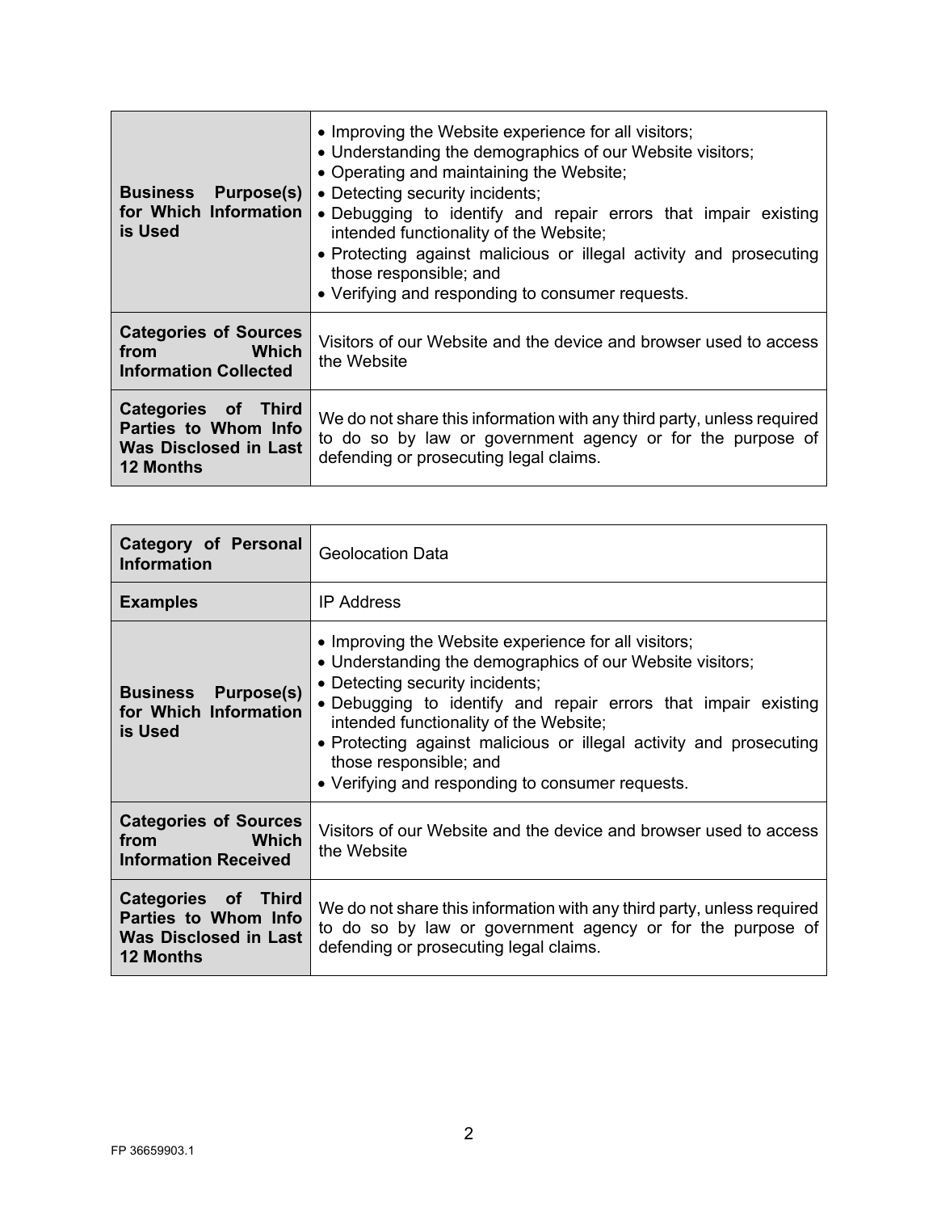| | |
|---|---|
| **Business Purpose(s) for Which Information is Used** | • Improving the Website experience for all visitors;<br>• Understanding the demographics of our Website visitors;<br>• Operating and maintaining the Website;<br>• Detecting security incidents;<br>• Debugging to identify and repair errors that impair existing intended functionality of the Website;<br>• Protecting against malicious or illegal activity and prosecuting those responsible; and<br>• Verifying and responding to consumer requests. |
| **Categories of Sources from Which Information Collected** | Visitors of our Website and the device and browser used to access the Website |
| **Categories of Third Parties to Whom Info Was Disclosed in Last 12 Months** | We do not share this information with any third party, unless required to do so by law or government agency or for the purpose of defending or prosecuting legal claims. |

| **Category of Personal Information** | Geolocation Data |
|---|---|
| **Examples** | IP Address |
| **Business Purpose(s) for Which Information is Used** | • Improving the Website experience for all visitors;<br>• Understanding the demographics of our Website visitors;<br>• Detecting security incidents;<br>• Debugging to identify and repair errors that impair existing intended functionality of the Website;<br>• Protecting against malicious or illegal activity and prosecuting those responsible; and<br>• Verifying and responding to consumer requests. |
| **Categories of Sources from Which Information Received** | Visitors of our Website and the device and browser used to access the Website |
| **Categories of Third Parties to Whom Info Was Disclosed in Last 12 Months** | We do not share this information with any third party, unless required to do so by law or government agency or for the purpose of defending or prosecuting legal claims. |

FP 36659903.1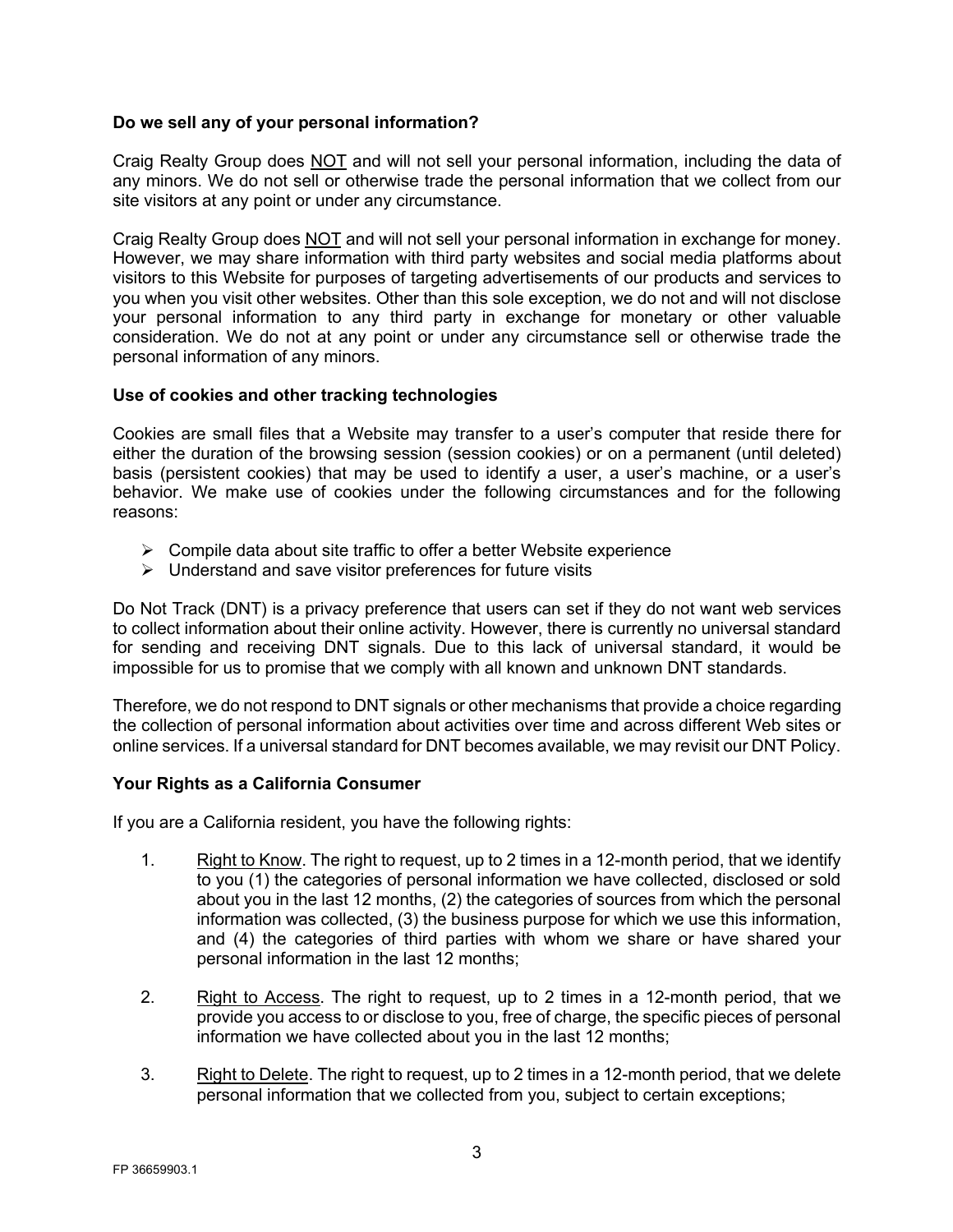**Do we sell any of your personal information?**

Craig Realty Group does NOT and will not sell your personal information, including the data of any minors. We do not sell or otherwise trade the personal information that we collect from our site visitors at any point or under any circumstance.

Craig Realty Group does NOT and will not sell your personal information in exchange for money. However, we may share information with third party websites and social media platforms about visitors to this Website for purposes of targeting advertisements of our products and services to you when you visit other websites. Other than this sole exception, we do not and will not disclose your personal information to any third party in exchange for monetary or other valuable consideration. We do not at any point or under any circumstance sell or otherwise trade the personal information of any minors.

**Use of cookies and other tracking technologies**

Cookies are small files that a Website may transfer to a user's computer that reside there for either the duration of the browsing session (session cookies) or on a permanent (until deleted) basis (persistent cookies) that may be used to identify a user, a user's machine, or a user's behavior. We make use of cookies under the following circumstances and for the following reasons:

- Compile data about site traffic to offer a better Website experience
- Understand and save visitor preferences for future visits

Do Not Track (DNT) is a privacy preference that users can set if they do not want web services to collect information about their online activity. However, there is currently no universal standard for sending and receiving DNT signals. Due to this lack of universal standard, it would be impossible for us to promise that we comply with all known and unknown DNT standards.

Therefore, we do not respond to DNT signals or other mechanisms that provide a choice regarding the collection of personal information about activities over time and across different Web sites or online services. If a universal standard for DNT becomes available, we may revisit our DNT Policy.

**Your Rights as a California Consumer**

If you are a California resident, you have the following rights:

1. Right to Know. The right to request, up to 2 times in a 12-month period, that we identify to you (1) the categories of personal information we have collected, disclosed or sold about you in the last 12 months, (2) the categories of sources from which the personal information was collected, (3) the business purpose for which we use this information, and (4) the categories of third parties with whom we share or have shared your personal information in the last 12 months;

2. Right to Access. The right to request, up to 2 times in a 12-month period, that we provide you access to or disclose to you, free of charge, the specific pieces of personal information we have collected about you in the last 12 months;

3. Right to Delete. The right to request, up to 2 times in a 12-month period, that we delete personal information that we collected from you, subject to certain exceptions;

FP 36659903.1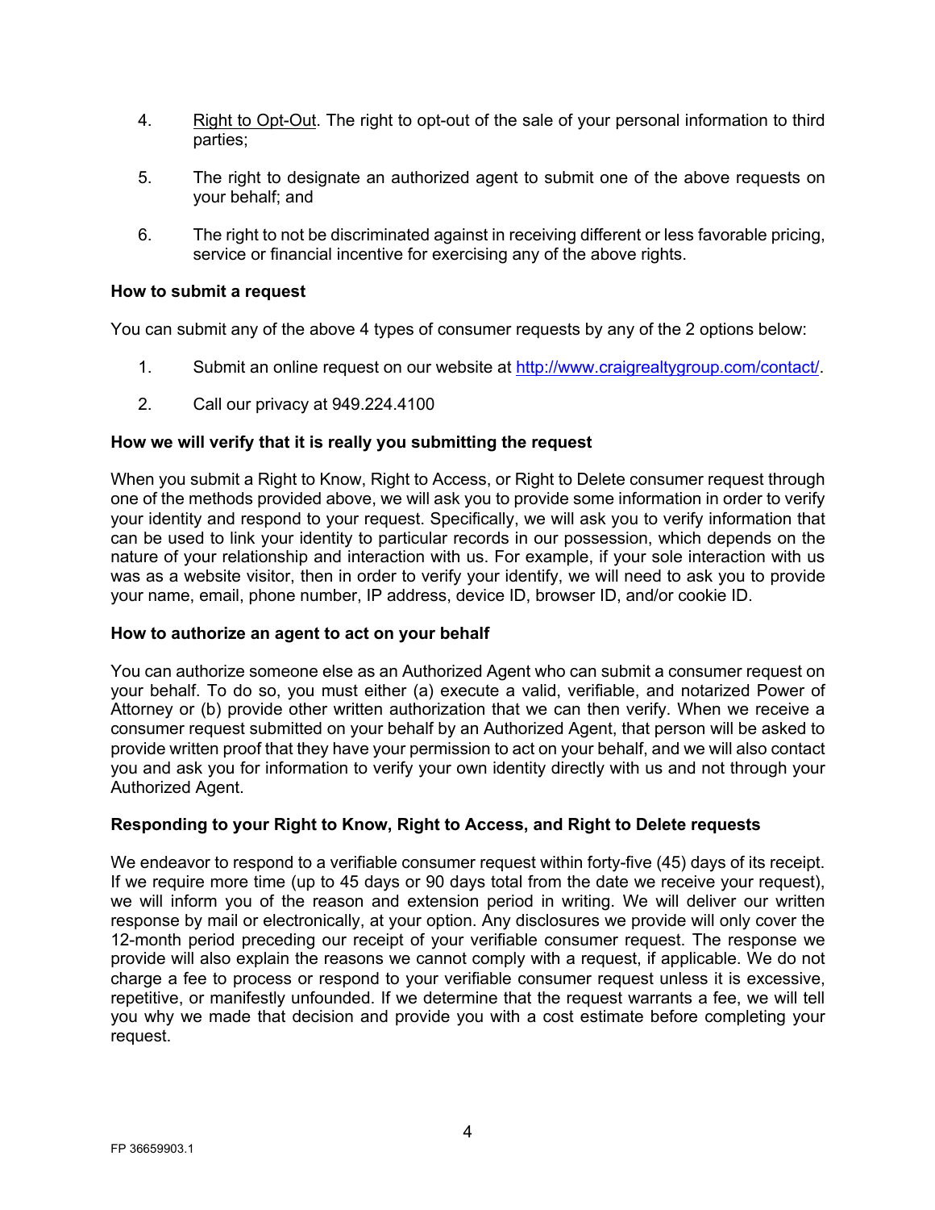4. Right to Opt-Out. The right to opt-out of the sale of your personal information to third parties;

5. The right to designate an authorized agent to submit one of the above requests on your behalf; and

6. The right to not be discriminated against in receiving different or less favorable pricing, service or financial incentive for exercising any of the above rights.

**How to submit a request**

You can submit any of the above 4 types of consumer requests by any of the 2 options below:

1. Submit an online request on our website at http://www.craigrealtygroup.com/contact/.

2. Call our privacy at 949.224.4100

**How we will verify that it is really you submitting the request**

When you submit a Right to Know, Right to Access, or Right to Delete consumer request through one of the methods provided above, we will ask you to provide some information in order to verify your identity and respond to your request. Specifically, we will ask you to verify information that can be used to link your identity to particular records in our possession, which depends on the nature of your relationship and interaction with us. For example, if your sole interaction with us was as a website visitor, then in order to verify your identify, we will need to ask you to provide your name, email, phone number, IP address, device ID, browser ID, and/or cookie ID.

**How to authorize an agent to act on your behalf**

You can authorize someone else as an Authorized Agent who can submit a consumer request on your behalf. To do so, you must either (a) execute a valid, verifiable, and notarized Power of Attorney or (b) provide other written authorization that we can then verify. When we receive a consumer request submitted on your behalf by an Authorized Agent, that person will be asked to provide written proof that they have your permission to act on your behalf, and we will also contact you and ask you for information to verify your own identity directly with us and not through your Authorized Agent.

**Responding to your Right to Know, Right to Access, and Right to Delete requests**

We endeavor to respond to a verifiable consumer request within forty-five (45) days of its receipt. If we require more time (up to 45 days or 90 days total from the date we receive your request), we will inform you of the reason and extension period in writing. We will deliver our written response by mail or electronically, at your option. Any disclosures we provide will only cover the 12-month period preceding our receipt of your verifiable consumer request. The response we provide will also explain the reasons we cannot comply with a request, if applicable. We do not charge a fee to process or respond to your verifiable consumer request unless it is excessive, repetitive, or manifestly unfounded. If we determine that the request warrants a fee, we will tell you why we made that decision and provide you with a cost estimate before completing your request.

FP 36659903.1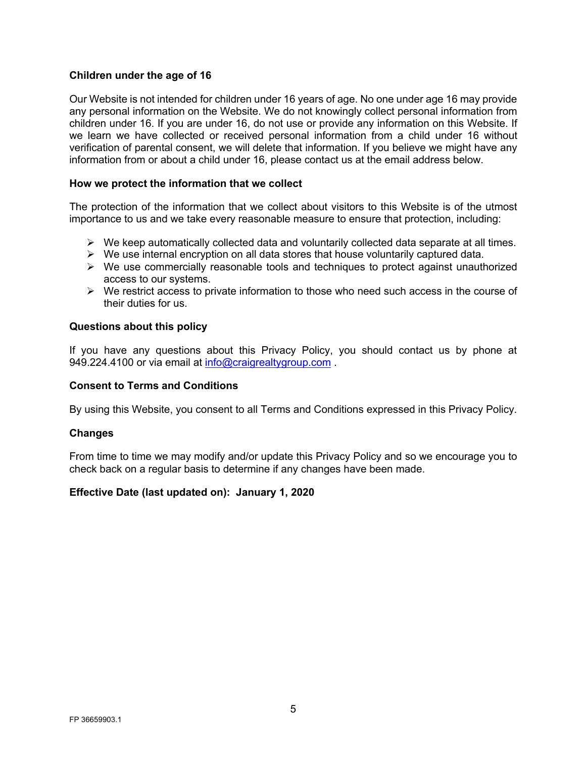**Children under the age of 16**

Our Website is not intended for children under 16 years of age. No one under age 16 may provide any personal information on the Website. We do not knowingly collect personal information from children under 16. If you are under 16, do not use or provide any information on this Website. If we learn we have collected or received personal information from a child under 16 without verification of parental consent, we will delete that information. If you believe we might have any information from or about a child under 16, please contact us at the email address below.

**How we protect the information that we collect**

The protection of the information that we collect about visitors to this Website is of the utmost importance to us and we take every reasonable measure to ensure that protection, including:

- We keep automatically collected data and voluntarily collected data separate at all times.
- We use internal encryption on all data stores that house voluntarily captured data.
- We use commercially reasonable tools and techniques to protect against unauthorized access to our systems.
- We restrict access to private information to those who need such access in the course of their duties for us.

**Questions about this policy**

If you have any questions about this Privacy Policy, you should contact us by phone at 949.224.4100 or via email at info@craigrealtygroup.com .

**Consent to Terms and Conditions**

By using this Website, you consent to all Terms and Conditions expressed in this Privacy Policy.

**Changes**

From time to time we may modify and/or update this Privacy Policy and so we encourage you to check back on a regular basis to determine if any changes have been made.

**Effective Date (last updated on): January 1, 2020**

FP 36659903.1